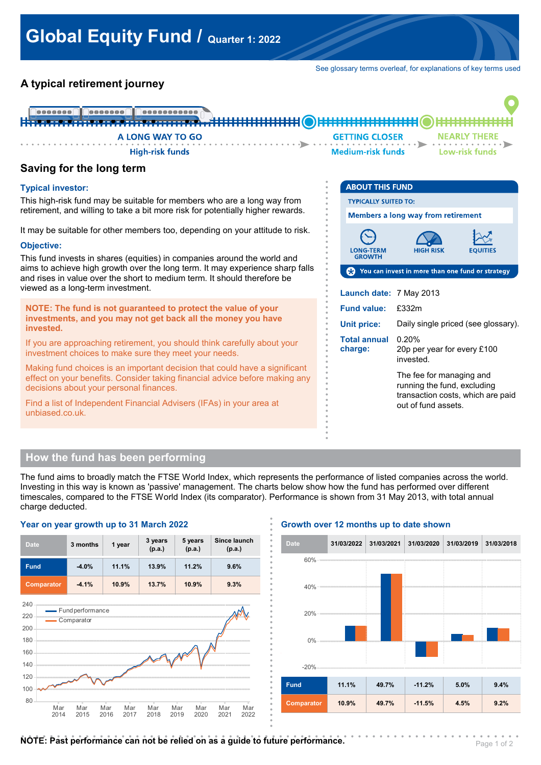# Global Equity Fund / Quarter 1: 2022

See glossary terms overleaf, for explanations of key terms used

## A typical retirement journey

A LONG WAY TO GO — High-risk funds → GETTING CLOSER — Medium-risk funds → NEARLY THERE — Low-risk funds

## Saving for the long term

### Typical investor:

This high-risk fund may be suitable for members who are a long way from retirement, and willing to take a bit more risk for potentially higher rewards.

It may be suitable for other members too, depending on your attitude to risk.

### Objective:

This fund invests in shares (equities) in companies around the world and aims to achieve high growth over the long term. It may experience sharp falls and rises in value over the short to medium term. It should therefore be viewed as a long-term investment.

**NOTE: The fund is not guaranteed to protect the value of your investments, and you may not get back all the money you have invested.**

If you are approaching retirement, you should think carefully about your investment choices to make sure they meet your needs.

Making fund choices is an important decision that could have a significant effect on your benefits. Consider taking financial advice before making any decisions about your personal finances.

Find a list of Independent Financial Advisers (IFAs) in your area at unbiased.co.uk.

### ABOUT THIS FUND

TYPICALLY SUITED TO:

**Members a long way from retirement**

LONG-TERM GROWTH | HIGH RISK | EQUITIES

You can invest in more than one fund or strategy

**Launch date:** 7 May 2013

**Fund value:** £332m

**Unit price:** Daily single priced (see glossary).

**Total annual charge:** 0.20%
20p per year for every £100 invested.

The fee for managing and running the fund, excluding transaction costs, which are paid out of fund assets.

## How the fund has been performing

The fund aims to broadly match the FTSE World Index, which represents the performance of listed companies across the world. Investing in this way is known as 'passive' management. The charts below show how the fund has performed over different timescales, compared to the FTSE World Index (its comparator). Performance is shown from 31 May 2013, with total annual charge deducted.

### Year on year growth up to 31 March 2022

| Date | 3 months | 1 year | 3 years (p.a.) | 5 years (p.a.) | Since launch (p.a.) |
|---|---|---|---|---|---|
| Fund | -4.0% | 11.1% | 13.9% | 11.2% | 9.6% |
| Comparator | -4.1% | 10.9% | 13.7% | 10.9% | 9.3% |

### Growth over 12 months up to date shown

| Date | 31/03/2022 | 31/03/2021 | 31/03/2020 | 31/03/2019 | 31/03/2018 |
|---|---|---|---|---|---|
| Fund | 11.1% | 49.7% | -11.2% | 5.0% | 9.4% |
| Comparator | 10.9% | 49.7% | -11.5% | 4.5% | 9.2% |

**NOTE: Past performance can not be relied on as a guide to future performance.**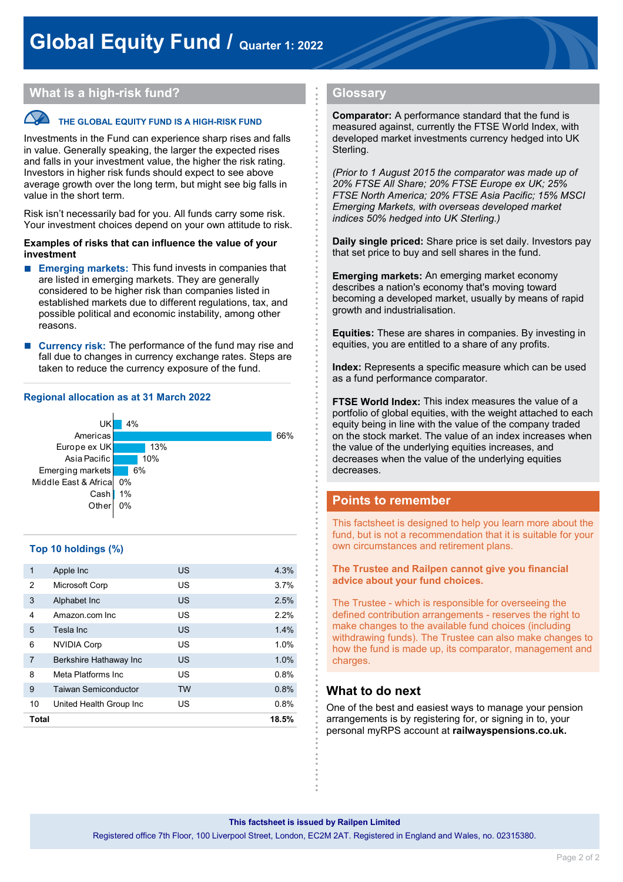# Global Equity Fund / Quarter 1: 2022

## What is a high-risk fund?

**THE GLOBAL EQUITY FUND IS A HIGH-RISK FUND**

Investments in the Fund can experience sharp rises and falls in value. Generally speaking, the larger the expected rises and falls in your investment value, the higher the risk rating. Investors in higher risk funds should expect to see above average growth over the long term, but might see big falls in value in the short term.

Risk isn't necessarily bad for you. All funds carry some risk. Your investment choices depend on your own attitude to risk.

**Examples of risks that can influence the value of your investment**

- **Emerging markets:** This fund invests in companies that are listed in emerging markets. They are generally considered to be higher risk than companies listed in established markets due to different regulations, tax, and possible political and economic instability, among other reasons.
- **Currency risk:** The performance of the fund may rise and fall due to changes in currency exchange rates. Steps are taken to reduce the currency exposure of the fund.

### Regional allocation as at 31 March 2022

UK 4%
Americas 66%
Europe ex UK 13%
Asia Pacific 10%
Emerging markets 6%
Middle East & Africa 0%
Cash 1%
Other 0%

### Top 10 holdings (%)

| | | | |
|---|---|---|---|
| 1 | Apple Inc | US | 4.3% |
| 2 | Microsoft Corp | US | 3.7% |
| 3 | Alphabet Inc | US | 2.5% |
| 4 | Amazon.com Inc | US | 2.2% |
| 5 | Tesla Inc | US | 1.4% |
| 6 | NVIDIA Corp | US | 1.0% |
| 7 | Berkshire Hathaway Inc | US | 1.0% |
| 8 | Meta Platforms Inc | US | 0.8% |
| 9 | Taiwan Semiconductor | TW | 0.8% |
| 10 | United Health Group Inc | US | 0.8% |
| **Total** | | | **18.5%** |

## Glossary

**Comparator:** A performance standard that the fund is measured against, currently the FTSE World Index, with developed market investments currency hedged into UK Sterling.

*(Prior to 1 August 2015 the comparator was made up of 20% FTSE All Share; 20% FTSE Europe ex UK; 25% FTSE North America; 20% FTSE Asia Pacific; 15% MSCI Emerging Markets, with overseas developed market indices 50% hedged into UK Sterling.)*

**Daily single priced:** Share price is set daily. Investors pay that set price to buy and sell shares in the fund.

**Emerging markets:** An emerging market economy describes a nation's economy that's moving toward becoming a developed market, usually by means of rapid growth and industrialisation.

**Equities:** These are shares in companies. By investing in equities, you are entitled to a share of any profits.

**Index:** Represents a specific measure which can be used as a fund performance comparator.

**FTSE World Index:** This index measures the value of a portfolio of global equities, with the weight attached to each equity being in line with the value of the company traded on the stock market. The value of an index increases when the value of the underlying equities increases, and decreases when the value of the underlying equities decreases.

## Points to remember

This factsheet is designed to help you learn more about the fund, but is not a recommendation that it is suitable for your own circumstances and retirement plans.

**The Trustee and Railpen cannot give you financial advice about your fund choices.**

The Trustee - which is responsible for overseeing the defined contribution arrangements - reserves the right to make changes to the available fund choices (including withdrawing funds). The Trustee can also make changes to how the fund is made up, its comparator, management and charges.

## What to do next

One of the best and easiest ways to manage your pension arrangements is by registering for, or signing in to, your personal myRPS account at **railwayspensions.co.uk.**

**This factsheet is issued by Railpen Limited**

Registered office 7th Floor, 100 Liverpool Street, London, EC2M 2AT. Registered in England and Wales, no. 02315380.